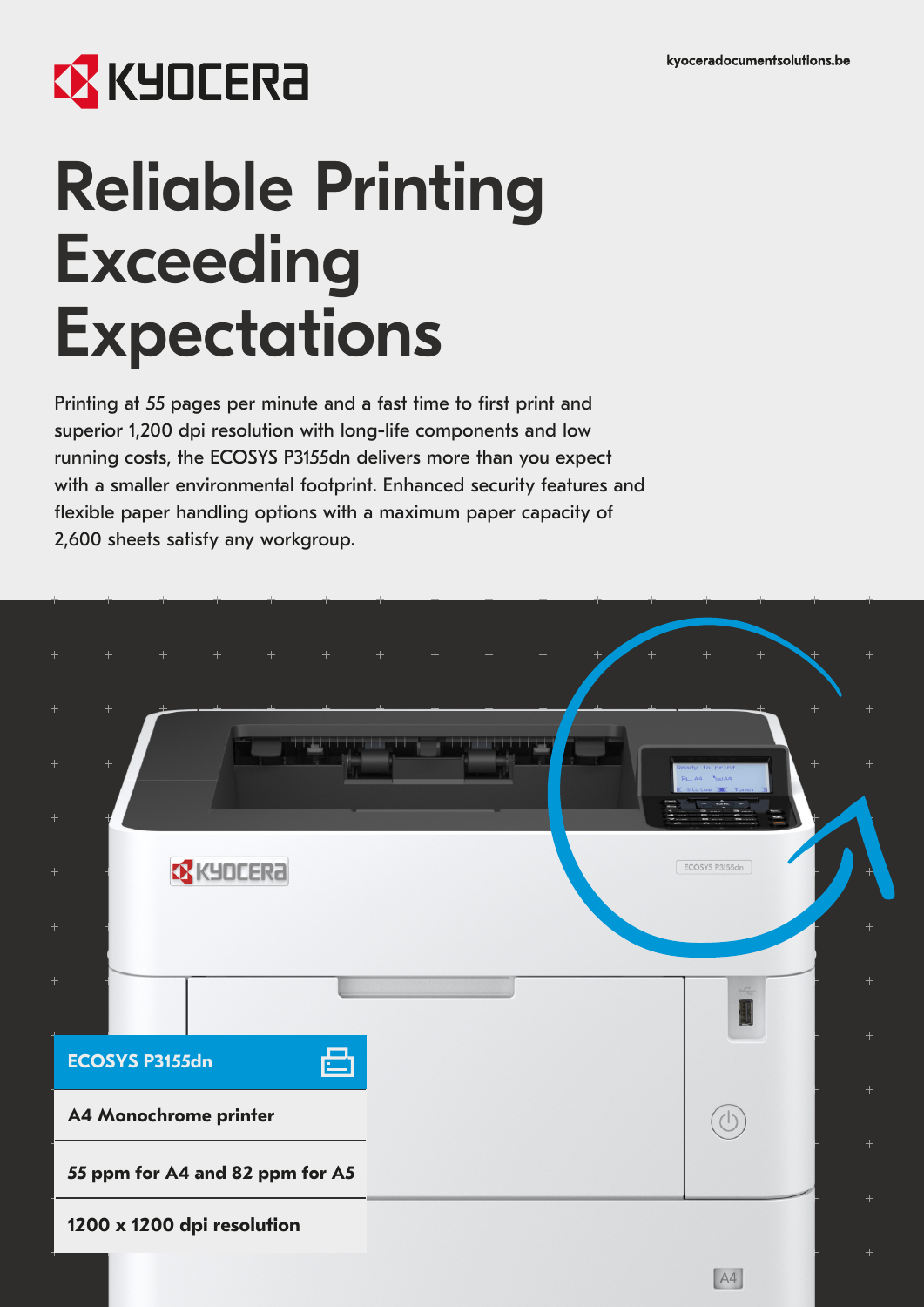kyoceradocumentsolutions.be

# Reliable Printing Exceeding Expectations

Printing at 55 pages per minute and a fast time to first print and superior 1,200 dpi resolution with long-life components and low running costs, the ECOSYS P3155dn delivers more than you expect with a smaller environmental footprint. Enhanced security features and flexible paper handling options with a maximum paper capacity of 2,600 sheets satisfy any workgroup.

**ECOSYS P3155dn**

**A4 Monochrome printer**

**55 ppm for A4 and 82 ppm for A5**

**1200 x 1200 dpi resolution**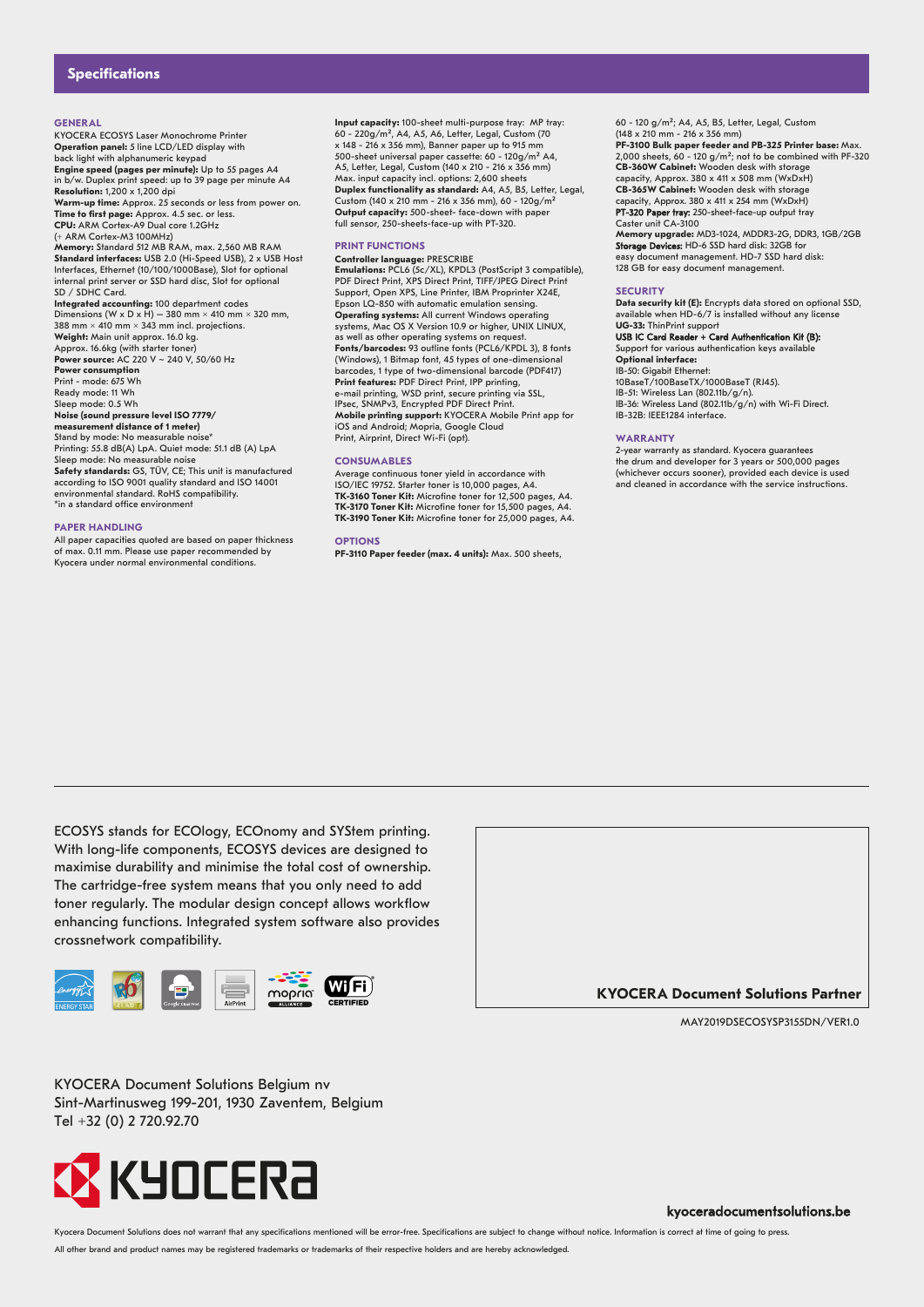## Specifications

### GENERAL

KYOCERA ECOSYS Laser Monochrome Printer
**Operation panel:** 5 line LCD/LED display with back light with alphanumeric keypad
**Engine speed (pages per minute):** Up to 55 pages A4 in b/w. Duplex print speed: up to 39 page per minute A4
**Resolution:** 1,200 x 1,200 dpi
**Warm-up time:** Approx. 25 seconds or less from power on.
**Time to first page:** Approx. 4.5 sec. or less.
**CPU:** ARM Cortex-A9 Dual core 1.2GHz (+ ARM Cortex-M3 100MHz)
**Memory:** Standard 512 MB RAM, max. 2,560 MB RAM
**Standard interfaces:** USB 2.0 (Hi-Speed USB), 2 x USB Host Interfaces, Ethernet (10/100/1000Base), Slot for optional internal print server or SSD hard disc, Slot for optional SD / SDHC Card.
**Integrated accounting:** 100 department codes
Dimensions (W x D x H) – 380 mm × 410 mm × 320 mm, 388 mm × 410 mm × 343 mm incl. projections.
**Weight:** Main unit approx. 16.0 kg. Approx. 16.6kg (with starter toner)
**Power source:** AC 220 V ~ 240 V, 50/60 Hz
**Power consumption**
Print - mode: 675 Wh
Ready mode: 11 Wh
Sleep mode: 0.5 Wh
**Noise (sound pressure level ISO 7779/ measurement distance of 1 meter)**
Stand by mode: No measurable noise*
Printing: 55.8 dB(A) LpA. Quiet mode: 51.1 dB (A) LpA
Sleep mode: No measurable noise
**Safety standards:** GS, TÜV, CE; This unit is manufactured according to ISO 9001 quality standard and ISO 14001 environmental standard. RoHS compatibility.
*in a standard office environment

### PAPER HANDLING

All paper capacities quoted are based on paper thickness of max. 0.11 mm. Please use paper recommended by Kyocera under normal environmental conditions.

**Input capacity:** 100-sheet multi-purpose tray: MP tray: 60 - 220g/m², A4, A5, A6, Letter, Legal, Custom (70 x 148 - 216 x 356 mm), Banner paper up to 915 mm
500-sheet universal paper cassette: 60 - 120g/m² A4, A5, Letter, Legal, Custom (140 x 210 - 216 x 356 mm)
Max. input capacity incl. options: 2,600 sheets
**Duplex functionality as standard:** A4, A5, B5, Letter, Legal, Custom (140 x 210 mm - 216 x 356 mm), 60 - 120g/m²
**Output capacity:** 500-sheet- face-down with paper full sensor, 250-sheets-face-up with PT-320.

### PRINT FUNCTIONS

**Controller language:** PRESCRIBE
**Emulations:** PCL6 (5c/XL), KPDL3 (PostScript 3 compatible), PDF Direct Print, XPS Direct Print, TIFF/JPEG Direct Print Support, Open XPS, Line Printer, IBM Proprinter X24E, Epson LQ-850 with automatic emulation sensing.
**Operating systems:** All current Windows operating systems, Mac OS X Version 10.9 or higher, UNIX LINUX, as well as other operating systems on request.
**Fonts/barcodes:** 93 outline fonts (PCL6/KPDL 3), 8 fonts (Windows), 1 Bitmap font, 45 types of one-dimensional barcodes, 1 type of two-dimensional barcode (PDF417)
**Print features:** PDF Direct Print, IPP printing, e-mail printing, WSD print, secure printing via SSL, IPsec, SNMPv3, Encrypted PDF Direct Print.
**Mobile printing support:** KYOCERA Mobile Print app for iOS and Android; Mopria, Google Cloud Print, Airprint, Direct Wi-Fi (opt).

### CONSUMABLES

Average continuous toner yield in accordance with ISO/IEC 19752. Starter toner is 10,000 pages, A4.
**TK-3160 Toner Kit:** Microfine toner for 12,500 pages, A4.
**TK-3170 Toner Kit:** Microfine toner for 15,500 pages, A4.
**TK-3190 Toner Kit:** Microfine toner for 25,000 pages, A4.

### OPTIONS

**PF-3110 Paper feeder (max. 4 units):** Max. 500 sheets, 60 - 120 g/m²; A4, A5, B5, Letter, Legal, Custom (148 x 210 mm - 216 x 356 mm)
**PF-3100 Bulk paper feeder and PB-325 Printer base:** Max. 2,000 sheets, 60 - 120 g/m²; not to be combined with PF-320
**CB-360W Cabinet:** Wooden desk with storage capacity, Approx. 380 x 411 x 508 mm (WxDxH)
**CB-365W Cabinet:** Wooden desk with storage capacity, Approx. 380 x 411 x 254 mm (WxDxH)
**PT-320 Paper tray:** 250-sheet-face-up output tray
Caster unit CA-3100
**Memory upgrade:** MD3-1024, MDDR3-2G, DDR3, 1GB/2GB
**Storage Devices:** HD-6 SSD hard disk: 32GB for easy document management. HD-7 SSD hard disk: 128 GB for easy document management.

### SECURITY

**Data security kit (E):** Encrypts data stored on optional SSD, available when HD-6/7 is installed without any license
**UG-33:** ThinPrint support
**USB IC Card Reader + Card Authentication Kit (B):** Support for various authentication keys available
**Optional interface:**
IB-50: Gigabit Ethernet: 10BaseT/100BaseTX/1000BaseT (RJ45).
IB-51: Wireless Lan (802.11b/g/n).
IB-36: Wireless Land (802.11b/g/n) with Wi-Fi Direct.
IB-32B: IEEE1284 interface.

### WARRANTY

2-year warranty as standard. Kyocera guarantees the drum and developer for 3 years or 500,000 pages (whichever occurs sooner), provided each device is used and cleaned in accordance with the service instructions.

---

ECOSYS stands for ECOlogy, ECOnomy and SYStem printing. With long-life components, ECOSYS devices are designed to maximise durability and minimise the total cost of ownership. The cartridge-free system means that you only need to add toner regularly. The modular design concept allows workflow enhancing functions. Integrated system software also provides crossnetwork compatibility.

**KYOCERA Document Solutions Partner**

MAY2019DSECOSYSP3155DN/VER1.0

KYOCERA Document Solutions Belgium nv
Sint-Martinusweg 199-201, 1930 Zaventem, Belgium
Tel +32 (0) 2 720.92.70

kyoceradocumentsolutions.be

Kyocera Document Solutions does not warrant that any specifications mentioned will be error-free. Specifications are subject to change without notice. Information is correct at time of going to press.

All other brand and product names may be registered trademarks or trademarks of their respective holders and are hereby acknowledged.